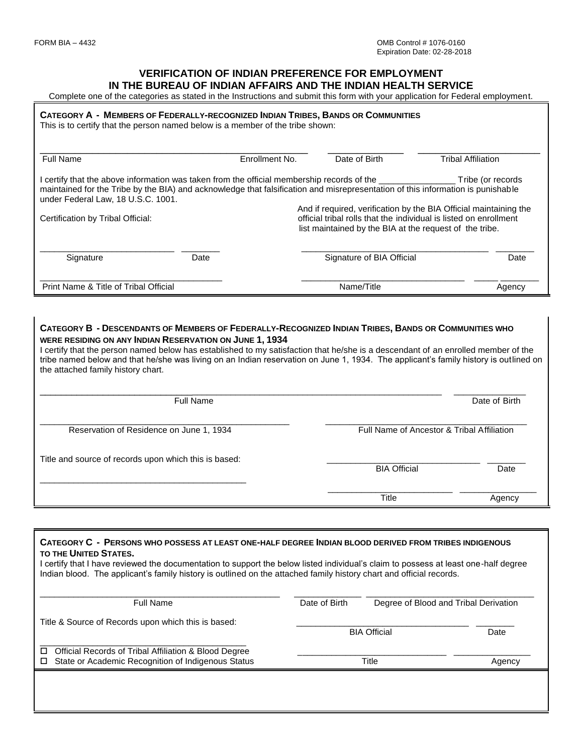FORM BIA – 4432

OMB Control # 1076-0160
Expiration Date: 02-28-2018

# VERIFICATION OF INDIAN PREFERENCE FOR EMPLOYMENT IN THE BUREAU OF INDIAN AFFAIRS AND THE INDIAN HEALTH SERVICE

Complete one of the categories as stated in the Instructions and submit this form with your application for Federal employment.

## CATEGORY A - MEMBERS OF FEDERALLY-RECOGNIZED INDIAN TRIBES, BANDS OR COMMUNITIES

This is to certify that the person named below is a member of the tribe shown:

| Full Name | Enrollment No. | Date of Birth | Tribal Affiliation |
|---|---|---|---|
| | | | |

I certify that the above information was taken from the official membership records of the ________________ Tribe (or records maintained for the Tribe by the BIA) and acknowledge that falsification and misrepresentation of this information is punishable under Federal Law, 18 U.S.C. 1001.

Certification by Tribal Official:

And if required, verification by the BIA Official maintaining the official tribal rolls that the individual is listed on enrollment list maintained by the BIA at the request of the tribe.

| Signature | Date | Signature of BIA Official | Date |
|---|---|---|---|
| | | | |

| Print Name & Title of Tribal Official | Name/Title | Agency |
|---|---|---|
| | | |

## CATEGORY B - DESCENDANTS OF MEMBERS OF FEDERALLY-RECOGNIZED INDIAN TRIBES, BANDS OR COMMUNITIES WHO WERE RESIDING ON ANY INDIAN RESERVATION ON JUNE 1, 1934

I certify that the person named below has established to my satisfaction that he/she is a descendant of an enrolled member of the tribe named below and that he/she was living on an Indian reservation on June 1, 1934. The applicant's family history is outlined on the attached family history chart.

| Full Name | Date of Birth |
|---|---|
| | |

| Reservation of Residence on June 1, 1934 | Full Name of Ancestor & Tribal Affiliation |
|---|---|
| | |

Title and source of records upon which this is based:

______________________________________________

| BIA Official | Date |
|---|---|
| | |

| Title | Agency |
|---|---|
| | |

## CATEGORY C - PERSONS WHO POSSESS AT LEAST ONE-HALF DEGREE INDIAN BLOOD DERIVED FROM TRIBES INDIGENOUS TO THE UNITED STATES.

I certify that I have reviewed the documentation to support the below listed individual's claim to possess at least one-half degree Indian blood. The applicant's family history is outlined on the attached family history chart and official records.

| Full Name | Date of Birth | Degree of Blood and Tribal Derivation |
|---|---|---|
| | | |

Title & Source of Records upon which this is based:

______________________________________________

- ☐ Official Records of Tribal Affiliation & Blood Degree
- ☐ State or Academic Recognition of Indigenous Status

| BIA Official | Date |
|---|---|
| | |

| Title | Agency |
|---|---|
| | |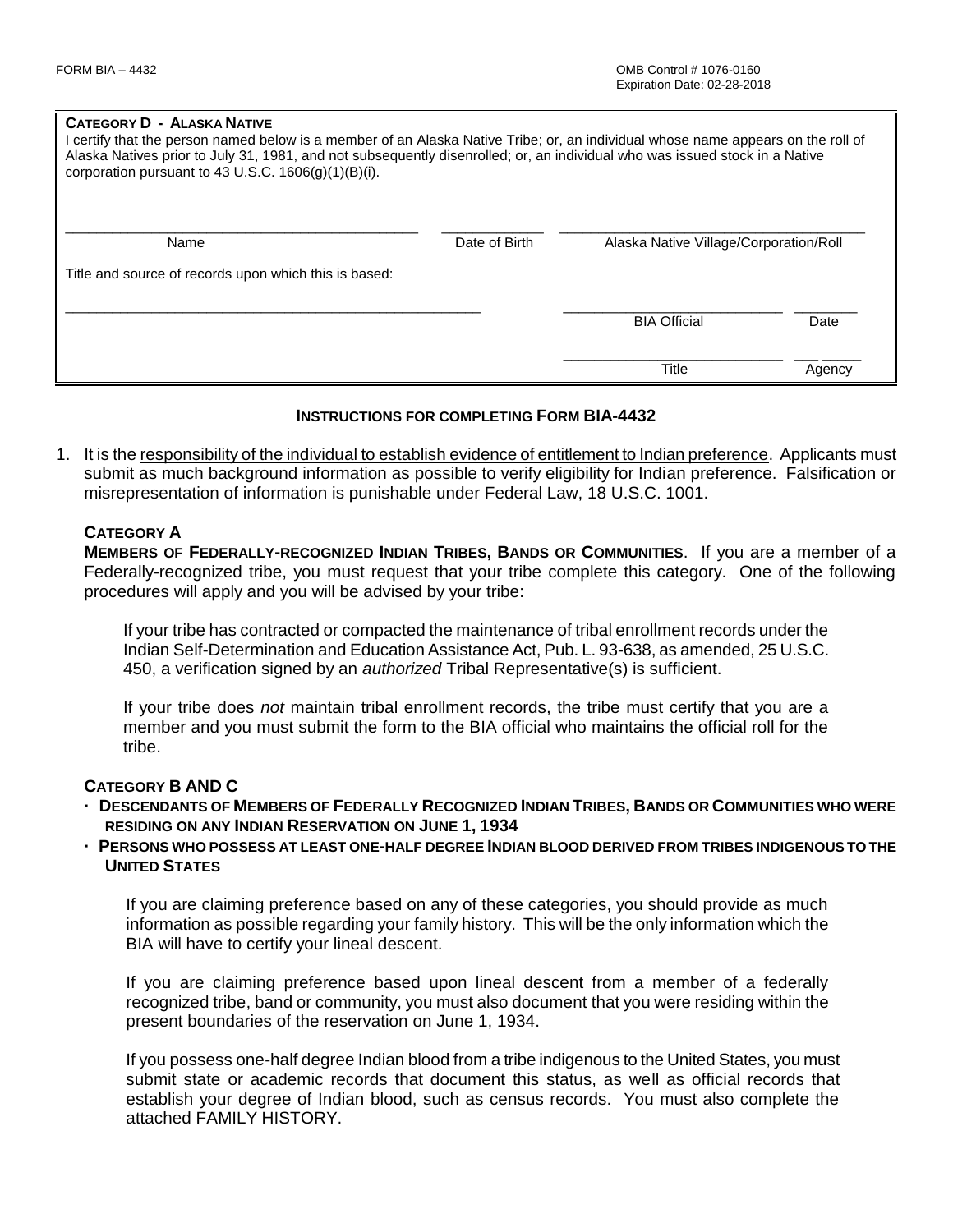**CATEGORY D - ALASKA NATIVE**

I certify that the person named below is a member of an Alaska Native Tribe; or, an individual whose name appears on the roll of Alaska Natives prior to July 31, 1981, and not subsequently disenrolled; or, an individual who was issued stock in a Native corporation pursuant to 43 U.S.C. 1606(g)(1)(B)(i).

| Name | Date of Birth | Alaska Native Village/Corporation/Roll |
|---|---|---|
| | | |

Title and source of records upon which this is based:

______________________________

| BIA Official | Date |
|---|---|
| Title | Agency |

### INSTRUCTIONS FOR COMPLETING FORM BIA-4432

1. It is the responsibility of the individual to establish evidence of entitlement to Indian preference. Applicants must submit as much background information as possible to verify eligibility for Indian preference. Falsification or misrepresentation of information is punishable under Federal Law, 18 U.S.C. 1001.

**CATEGORY A**

**MEMBERS OF FEDERALLY-RECOGNIZED INDIAN TRIBES, BANDS OR COMMUNITIES**. If you are a member of a Federally-recognized tribe, you must request that your tribe complete this category. One of the following procedures will apply and you will be advised by your tribe:

If your tribe has contracted or compacted the maintenance of tribal enrollment records under the Indian Self-Determination and Education Assistance Act, Pub. L. 93-638, as amended, 25 U.S.C. 450, a verification signed by an *authorized* Tribal Representative(s) is sufficient.

If your tribe does *not* maintain tribal enrollment records, the tribe must certify that you are a member and you must submit the form to the BIA official who maintains the official roll for the tribe.

**CATEGORY B AND C**

- **DESCENDANTS OF MEMBERS OF FEDERALLY RECOGNIZED INDIAN TRIBES, BANDS OR COMMUNITIES WHO WERE RESIDING ON ANY INDIAN RESERVATION ON JUNE 1, 1934**
- **PERSONS WHO POSSESS AT LEAST ONE-HALF DEGREE INDIAN BLOOD DERIVED FROM TRIBES INDIGENOUS TO THE UNITED STATES**

If you are claiming preference based on any of these categories, you should provide as much information as possible regarding your family history. This will be the only information which the BIA will have to certify your lineal descent.

If you are claiming preference based upon lineal descent from a member of a federally recognized tribe, band or community, you must also document that you were residing within the present boundaries of the reservation on June 1, 1934.

If you possess one-half degree Indian blood from a tribe indigenous to the United States, you must submit state or academic records that document this status, as well as official records that establish your degree of Indian blood, such as census records. You must also complete the attached FAMILY HISTORY.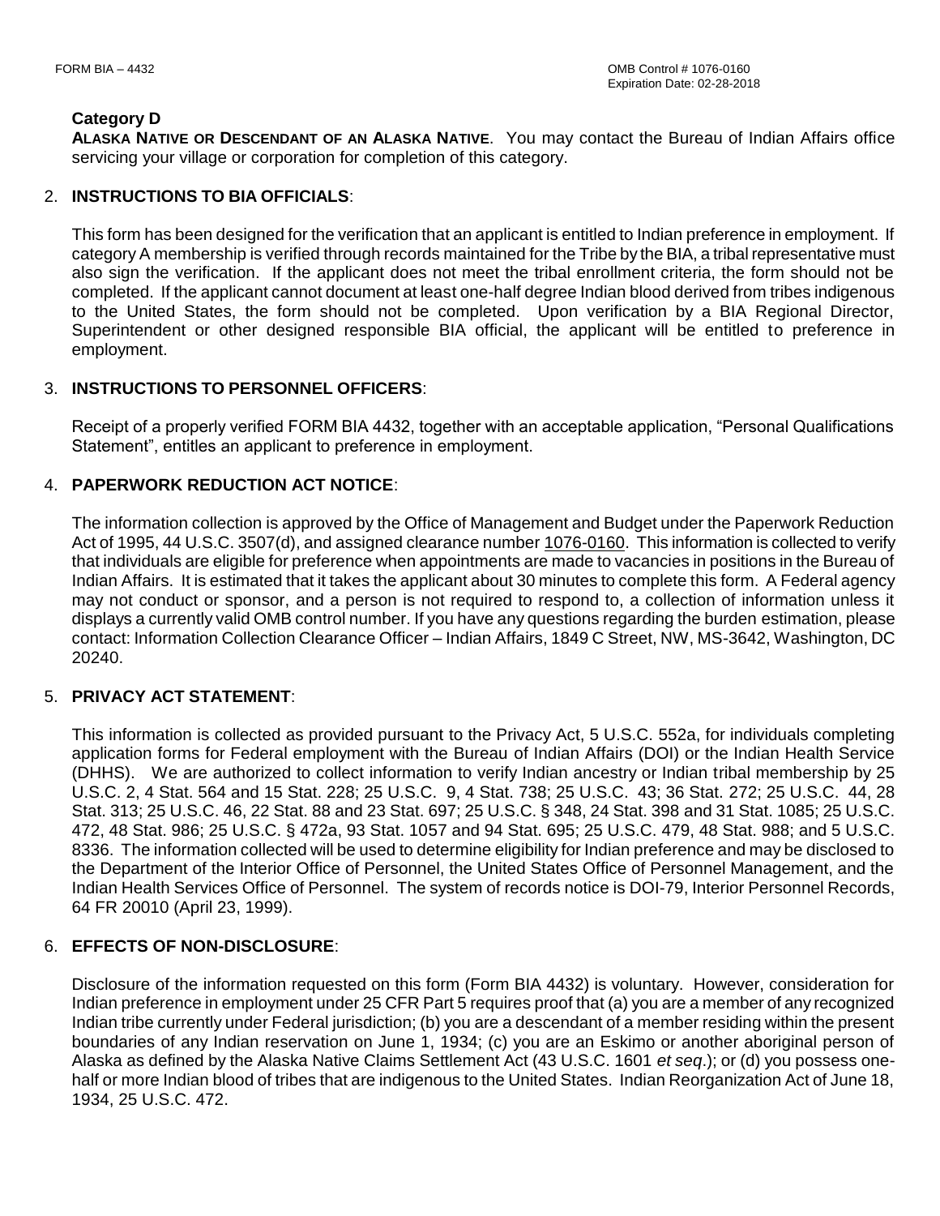**Category D**

**ALASKA NATIVE OR DESCENDANT OF AN ALASKA NATIVE**. You may contact the Bureau of Indian Affairs office servicing your village or corporation for completion of this category.

2. **INSTRUCTIONS TO BIA OFFICIALS**:

   This form has been designed for the verification that an applicant is entitled to Indian preference in employment. If category A membership is verified through records maintained for the Tribe by the BIA, a tribal representative must also sign the verification. If the applicant does not meet the tribal enrollment criteria, the form should not be completed. If the applicant cannot document at least one-half degree Indian blood derived from tribes indigenous to the United States, the form should not be completed. Upon verification by a BIA Regional Director, Superintendent or other designed responsible BIA official, the applicant will be entitled to preference in employment.

3. **INSTRUCTIONS TO PERSONNEL OFFICERS**:

   Receipt of a properly verified FORM BIA 4432, together with an acceptable application, "Personal Qualifications Statement", entitles an applicant to preference in employment.

4. **PAPERWORK REDUCTION ACT NOTICE**:

   The information collection is approved by the Office of Management and Budget under the Paperwork Reduction Act of 1995, 44 U.S.C. 3507(d), and assigned clearance number 1076-0160. This information is collected to verify that individuals are eligible for preference when appointments are made to vacancies in positions in the Bureau of Indian Affairs. It is estimated that it takes the applicant about 30 minutes to complete this form. A Federal agency may not conduct or sponsor, and a person is not required to respond to, a collection of information unless it displays a currently valid OMB control number. If you have any questions regarding the burden estimation, please contact: Information Collection Clearance Officer – Indian Affairs, 1849 C Street, NW, MS-3642, Washington, DC 20240.

5. **PRIVACY ACT STATEMENT**:

   This information is collected as provided pursuant to the Privacy Act, 5 U.S.C. 552a, for individuals completing application forms for Federal employment with the Bureau of Indian Affairs (DOI) or the Indian Health Service (DHHS). We are authorized to collect information to verify Indian ancestry or Indian tribal membership by 25 U.S.C. 2, 4 Stat. 564 and 15 Stat. 228; 25 U.S.C. 9, 4 Stat. 738; 25 U.S.C. 43; 36 Stat. 272; 25 U.S.C. 44, 28 Stat. 313; 25 U.S.C. 46, 22 Stat. 88 and 23 Stat. 697; 25 U.S.C. § 348, 24 Stat. 398 and 31 Stat. 1085; 25 U.S.C. 472, 48 Stat. 986; 25 U.S.C. § 472a, 93 Stat. 1057 and 94 Stat. 695; 25 U.S.C. 479, 48 Stat. 988; and 5 U.S.C. 8336. The information collected will be used to determine eligibility for Indian preference and may be disclosed to the Department of the Interior Office of Personnel, the United States Office of Personnel Management, and the Indian Health Services Office of Personnel. The system of records notice is DOI-79, Interior Personnel Records, 64 FR 20010 (April 23, 1999).

6. **EFFECTS OF NON-DISCLOSURE**:

   Disclosure of the information requested on this form (Form BIA 4432) is voluntary. However, consideration for Indian preference in employment under 25 CFR Part 5 requires proof that (a) you are a member of any recognized Indian tribe currently under Federal jurisdiction; (b) you are a descendant of a member residing within the present boundaries of any Indian reservation on June 1, 1934; (c) you are an Eskimo or another aboriginal person of Alaska as defined by the Alaska Native Claims Settlement Act (43 U.S.C. 1601 *et seq*.); or (d) you possess one-half or more Indian blood of tribes that are indigenous to the United States. Indian Reorganization Act of June 18, 1934, 25 U.S.C. 472.